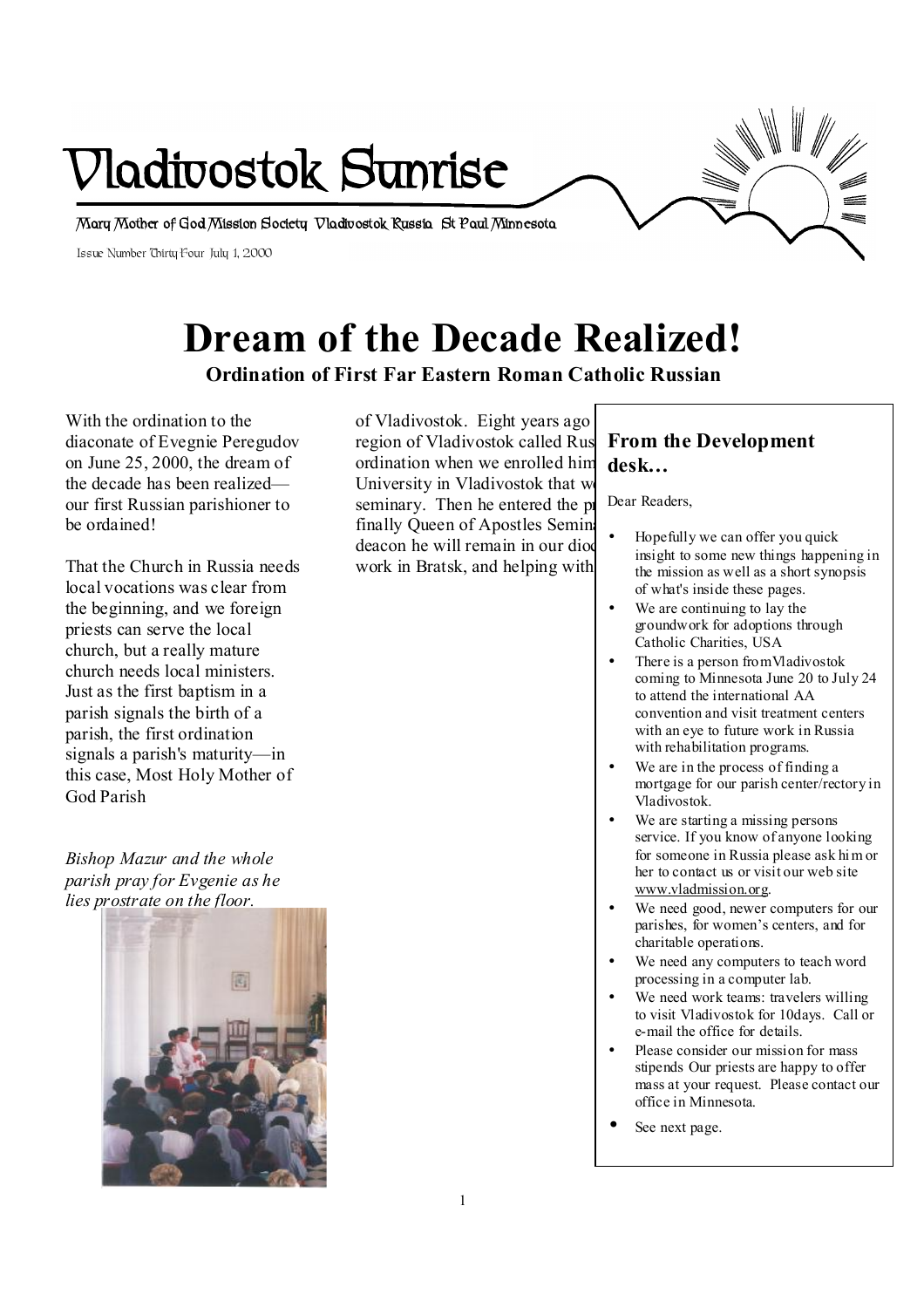# Vladivostok Sunrise

Mary Mother of God Mission Society Vladivostok Russia St Paul Minnesota

Issue Number Thirty Four July 1, 2000

# Dream of the Decade Realized!

**Ordination of First Far Eastern Roman Catholic Russian**

With the ordination to the diaconate of Evegnie Peregudov on June 25, 2000, the dream of the decade has been realized—our first Russian parishioner to be ordained!

That the Church in Russia needs local vocations was clear from the beginning, and we foreign priests can serve the local church, but a really mature church needs local ministers. Just as the first baptism in a parish signals the birth of a parish, the first ordination signals a parish's maturity—in this case, Most Holy Mother of God Parish

*Bishop Mazur and the whole parish pray for Evgenie as he lies prostrate on the floor.*

of Vladivostok. Eight years ago region of Vladivostok called Rus ordination when we enrolled him University in Vladivostok that w seminary. Then he entered the p finally Queen of Apostles Semin deacon he will remain in our dio work in Bratsk, and helping with

## From the Development desk…

Dear Readers,

- Hopefully we can offer you quick insight to some new things happening in the mission as well as a short synopsis of what's inside these pages.
- We are continuing to lay the groundwork for adoptions through Catholic Charities, USA
- There is a person fromVladivostok coming to Minnesota June 20 to July 24 to attend the international AA convention and visit treatment centers with an eye to future work in Russia with rehabilitation programs.
- We are in the process of finding a mortgage for our parish center/rectory in Vladivostok.
- We are starting a missing persons service. If you know of anyone looking for someone in Russia please ask him or her to contact us or visit our web site www.vladmission.org.
- We need good, newer computers for our parishes, for women's centers, and for charitable operations.
- We need any computers to teach word processing in a computer lab.
- We need work teams: travelers willing to visit Vladivostok for 10days. Call or e-mail the office for details.
- Please consider our mission for mass stipends Our priests are happy to offer mass at your request. Please contact our office in Minnesota.
- See next page.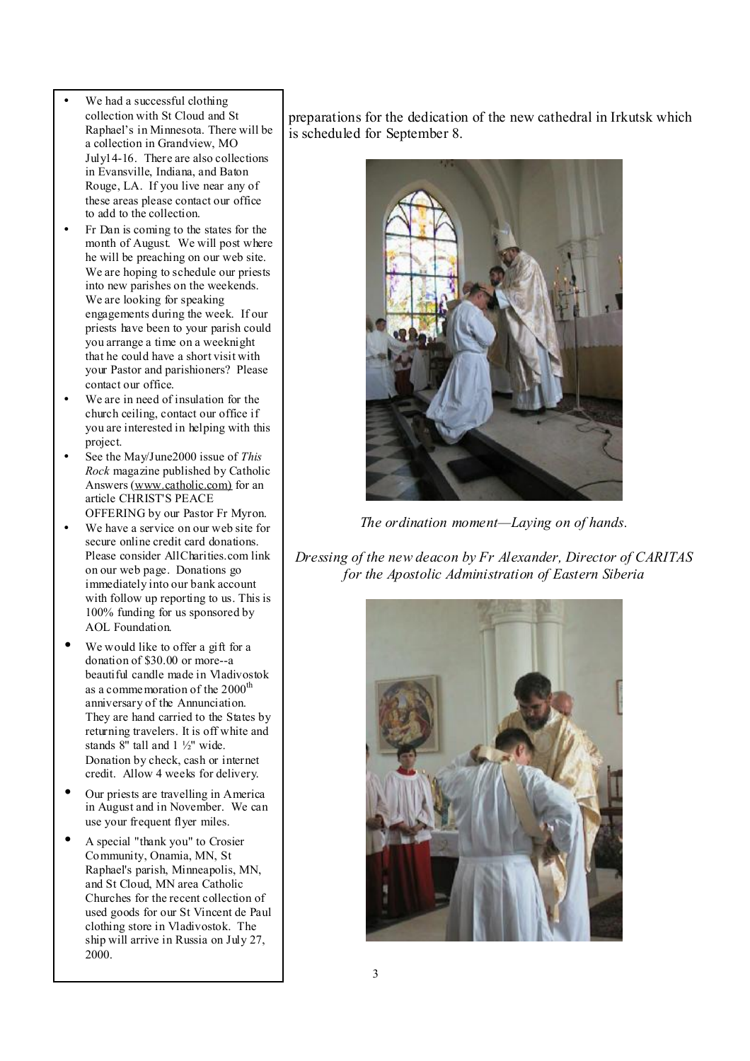- We had a successful clothing collection with St Cloud and St Raphael's in Minnesota. There will be a collection in Grandview, MO July14-16. There are also collections in Evansville, Indiana, and Baton Rouge, LA. If you live near any of these areas please contact our office to add to the collection.
- Fr Dan is coming to the states for the month of August. We will post where he will be preaching on our web site. We are hoping to schedule our priests into new parishes on the weekends. We are looking for speaking engagements during the week. If our priests have been to your parish could you arrange a time on a weeknight that he could have a short visit with your Pastor and parishioners? Please contact our office.
- We are in need of insulation for the church ceiling, contact our office if you are interested in helping with this project.
- See the May/June2000 issue of *This Rock* magazine published by Catholic Answers (www.catholic.com) for an article CHRIST'S PEACE OFFERING by our Pastor Fr Myron.
- We have a service on our web site for secure online credit card donations. Please consider AllCharities.com link on our web page. Donations go immediately into our bank account with follow up reporting to us. This is 100% funding for us sponsored by AOL Foundation.
- We would like to offer a gift for a donation of $30.00 or more--a beautiful candle made in Vladivostok as a commemoration of the 2000th anniversary of the Annunciation. They are hand carried to the States by returning travelers. It is off white and stands 8" tall and 1 ½" wide. Donation by check, cash or internet credit. Allow 4 weeks for delivery.
- Our priests are travelling in America in August and in November. We can use your frequent flyer miles.
- A special "thank you" to Crosier Community, Onamia, MN, St Raphael's parish, Minneapolis, MN, and St Cloud, MN area Catholic Churches for the recent collection of used goods for our St Vincent de Paul clothing store in Vladivostok. The ship will arrive in Russia on July 27, 2000.

preparations for the dedication of the new cathedral in Irkutsk which is scheduled for September 8.

*The ordination moment—Laying on of hands.*

*Dressing of the new deacon by Fr Alexander, Director of CARITAS for the Apostolic Administration of Eastern Siberia*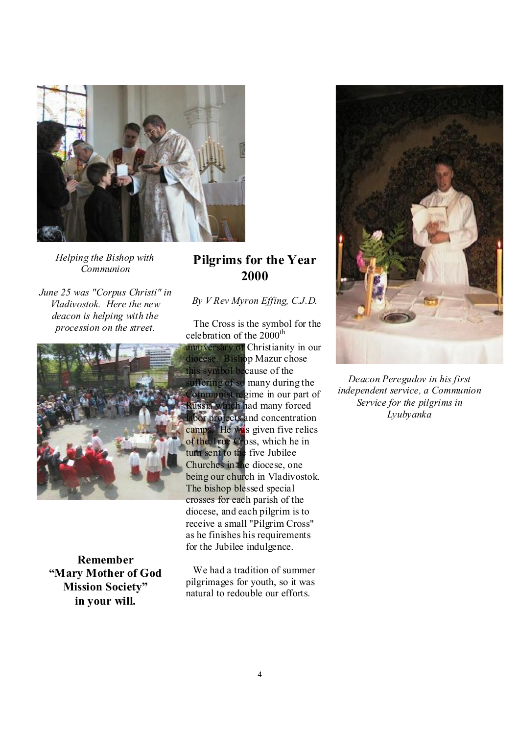*Helping the Bishop with Communion*

*June 25 was "Corpus Christi" in Vladivostok. Here the new deacon is helping with the procession on the street.*

## Pilgrims for the Year 2000

*By V Rev Myron Effing, C.J.D.*

The Cross is the symbol for the celebration of the 2000th anniversary of Christianity in our diocese. Bishop Mazur chose this symbol because of the suffering of so many during the Communist regime in our part of Russia which had many forced labor projects and concentration camps. He was given five relics of the True Cross, which he in turn sent to the five Jubilee Churches in the diocese, one being our church in Vladivostok. The bishop blessed special crosses for each parish of the diocese, and each pilgrim is to receive a small "Pilgrim Cross" as he finishes his requirements for the Jubilee indulgence.

We had a tradition of summer pilgrimages for youth, so it was natural to redouble our efforts.

*Deacon Peregudov in his first independent service, a Communion Service for the pilgrims in Lyubyanka*

**Remember "Mary Mother of God Mission Society" in your will.**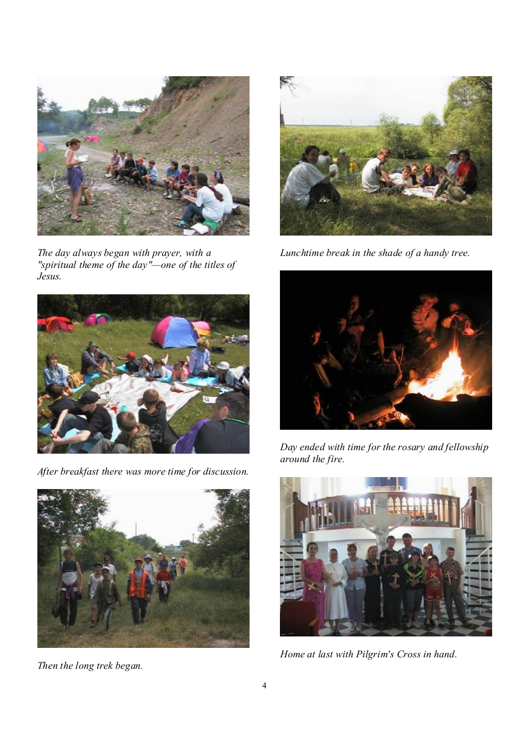*The day always began with prayer, with a "spiritual theme of the day"—one of the titles of Jesus.*

*After breakfast there was more time for discussion.*

*Then the long trek began.*

*Lunchtime break in the shade of a handy tree.*

*Day ended with time for the rosary and fellowship around the fire.*

*Home at last with Pilgrim's Cross in hand.*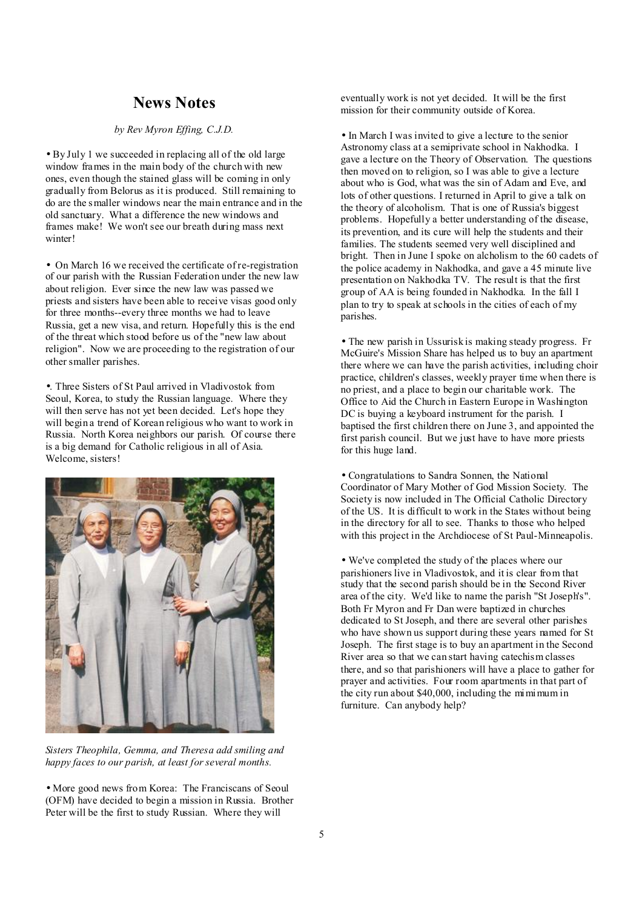## News Notes

*by Rev Myron Effing, C.J.D.*

• By July 1 we succeeded in replacing all of the old large window frames in the main body of the church with new ones, even though the stained glass will be coming in only gradually from Belorus as it is produced. Still remaining to do are the smaller windows near the main entrance and in the old sanctuary. What a difference the new windows and frames make! We won't see our breath during mass next winter!

• On March 16 we received the certificate of re-registration of our parish with the Russian Federation under the new law about religion. Ever since the new law was passed we priests and sisters have been able to receive visas good only for three months--every three months we had to leave Russia, get a new visa, and return. Hopefully this is the end of the threat which stood before us of the "new law about religion". Now we are proceeding to the registration of our other smaller parishes.

•. Three Sisters of St Paul arrived in Vladivostok from Seoul, Korea, to study the Russian language. Where they will then serve has not yet been decided. Let's hope they will begin a trend of Korean religious who want to work in Russia. North Korea neighbors our parish. Of course there is a big demand for Catholic religious in all of Asia. Welcome, sisters!

*Sisters Theophila, Gemma, and Theresa add smiling and happy faces to our parish, at least for several months.*

• More good news from Korea: The Franciscans of Seoul (OFM) have decided to begin a mission in Russia. Brother Peter will be the first to study Russian. Where they will eventually work is not yet decided. It will be the first mission for their community outside of Korea.

• In March I was invited to give a lecture to the senior Astronomy class at a semiprivate school in Nakhodka. I gave a lecture on the Theory of Observation. The questions then moved on to religion, so I was able to give a lecture about who is God, what was the sin of Adam and Eve, and lots of other questions. I returned in April to give a talk on the theory of alcoholism. That is one of Russia's biggest problems. Hopefully a better understanding of the disease, its prevention, and its cure will help the students and their families. The students seemed very well disciplined and bright. Then in June I spoke on alcholism to the 60 cadets of the police academy in Nakhodka, and gave a 45 minute live presentation on Nakhodka TV. The result is that the first group of AA is being founded in Nakhodka. In the fall I plan to try to speak at schools in the cities of each of my parishes.

• The new parish in Ussurisk is making steady progress. Fr McGuire's Mission Share has helped us to buy an apartment there where we can have the parish activities, including choir practice, children's classes, weekly prayer time when there is no priest, and a place to begin our charitable work. The Office to Aid the Church in Eastern Europe in Washington DC is buying a keyboard instrument for the parish. I baptised the first children there on June 3, and appointed the first parish council. But we just have to have more priests for this huge land.

• Congratulations to Sandra Sonnen, the National Coordinator of Mary Mother of God Mission Society. The Society is now included in The Official Catholic Directory of the US. It is difficult to work in the States without being in the directory for all to see. Thanks to those who helped with this project in the Archdiocese of St Paul-Minneapolis.

• We've completed the study of the places where our parishioners live in Vladivostok, and it is clear from that study that the second parish should be in the Second River area of the city. We'd like to name the parish "St Joseph's". Both Fr Myron and Fr Dan were baptized in churches dedicated to St Joseph, and there are several other parishes who have shown us support during these years named for St Joseph. The first stage is to buy an apartment in the Second River area so that we can start having catechism classes there, and so that parishioners will have a place to gather for prayer and activities. Four room apartments in that part of the city run about $40,000, including the mimimum in furniture. Can anybody help?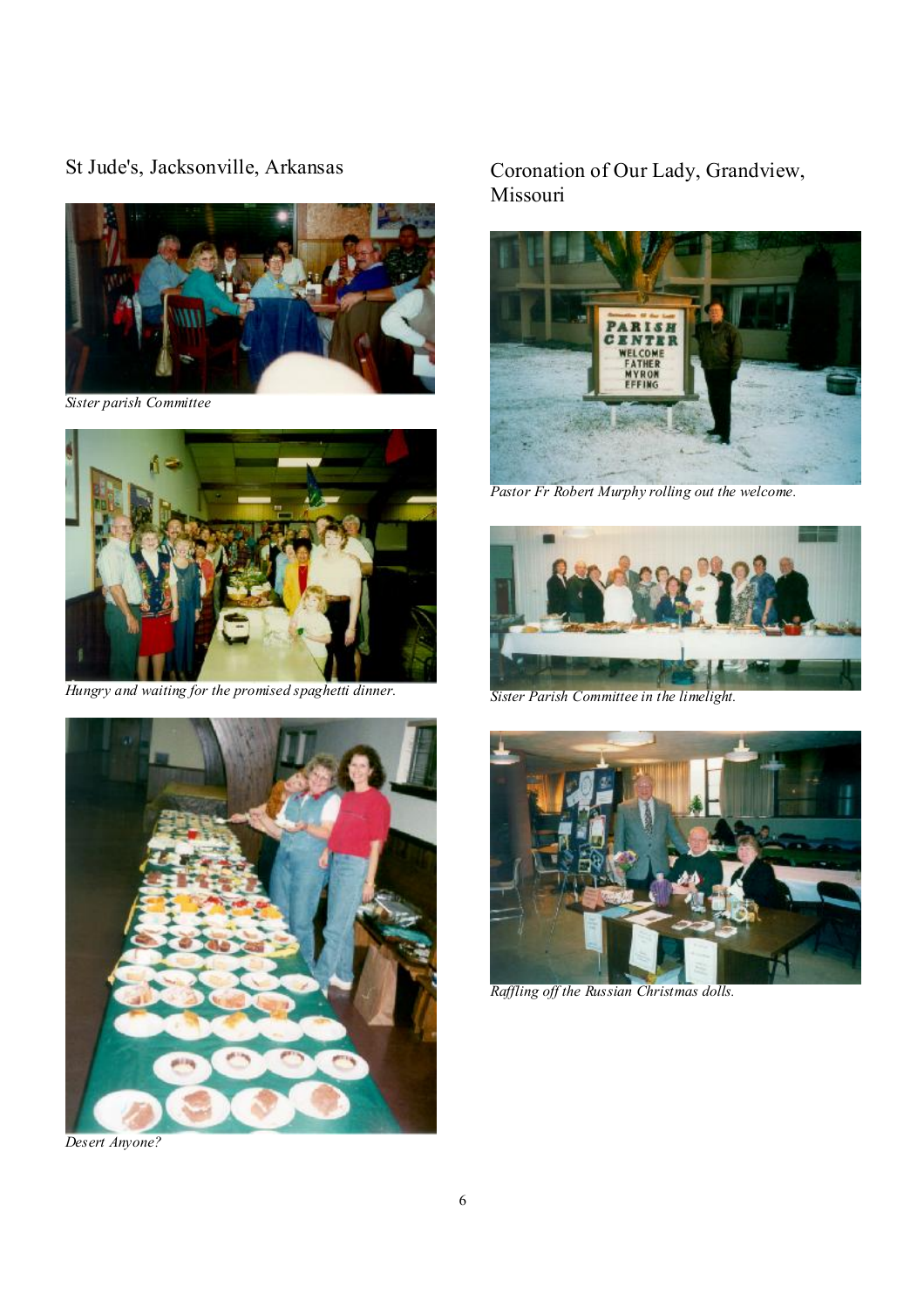## St Jude's, Jacksonville, Arkansas

*Sister parish Committee*

*Hungry and waiting for the promised spaghetti dinner.*

*Desert Anyone?*

## Coronation of Our Lady, Grandview, Missouri

*Pastor Fr Robert Murphy rolling out the welcome.*

*Sister Parish Committee in the limelight.*

*Raffling off the Russian Christmas dolls.*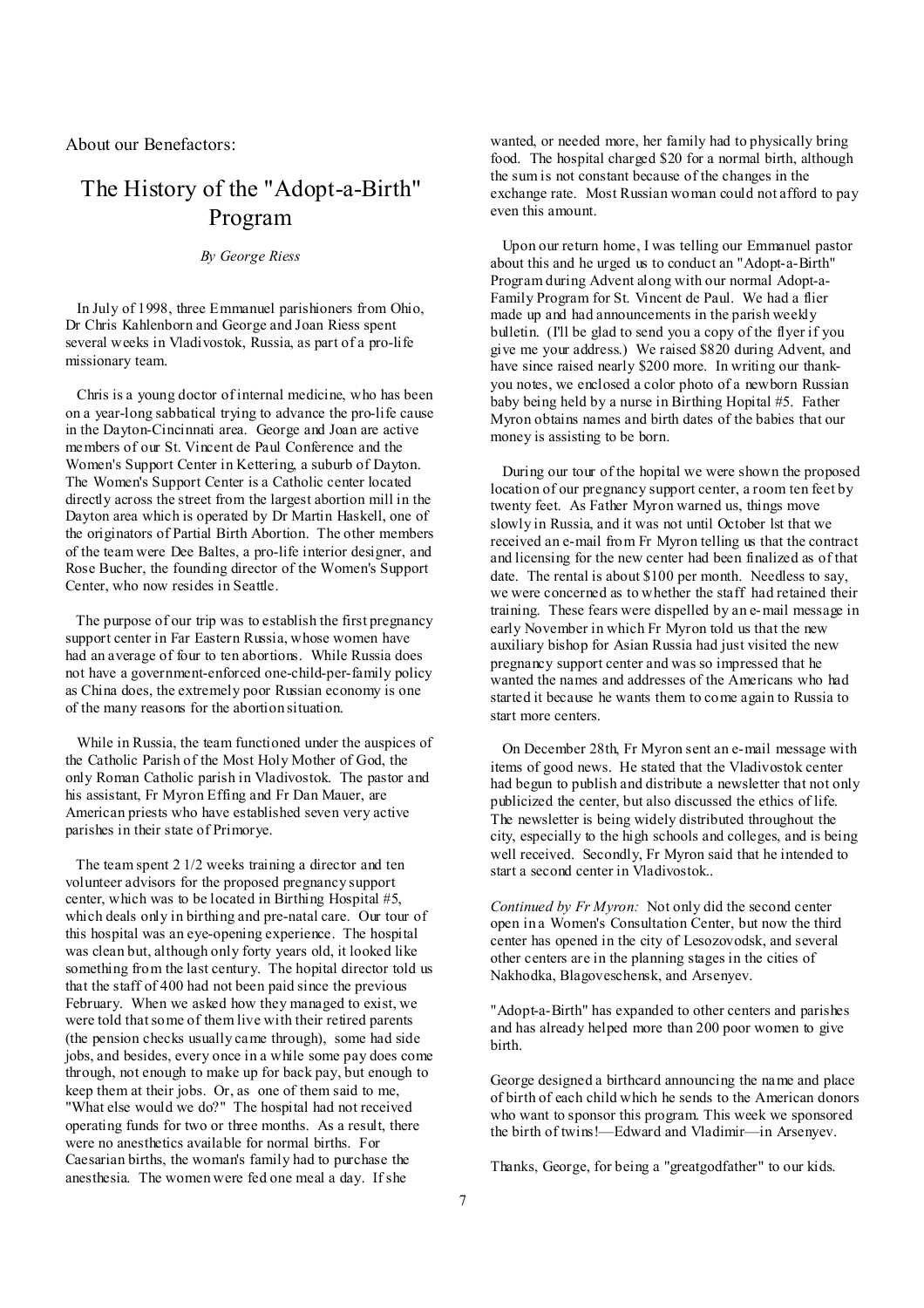About our Benefactors:

# The History of the "Adopt-a-Birth" Program

*By George Riess*

In July of 1998, three Emmanuel parishioners from Ohio, Dr Chris Kahlenborn and George and Joan Riess spent several weeks in Vladivostok, Russia, as part of a pro-life missionary team.

Chris is a young doctor of internal medicine, who has been on a year-long sabbatical trying to advance the pro-life cause in the Dayton-Cincinnati area. George and Joan are active members of our St. Vincent de Paul Conference and the Women's Support Center in Kettering, a suburb of Dayton. The Women's Support Center is a Catholic center located directly across the street from the largest abortion mill in the Dayton area which is operated by Dr Martin Haskell, one of the originators of Partial Birth Abortion. The other members of the team were Dee Baltes, a pro-life interior designer, and Rose Bucher, the founding director of the Women's Support Center, who now resides in Seattle.

The purpose of our trip was to establish the first pregnancy support center in Far Eastern Russia, whose women have had an average of four to ten abortions. While Russia does not have a government-enforced one-child-per-family policy as China does, the extremely poor Russian economy is one of the many reasons for the abortion situation.

While in Russia, the team functioned under the auspices of the Catholic Parish of the Most Holy Mother of God, the only Roman Catholic parish in Vladivostok. The pastor and his assistant, Fr Myron Effing and Fr Dan Mauer, are American priests who have established seven very active parishes in their state of Primorye.

The team spent 2 1/2 weeks training a director and ten volunteer advisors for the proposed pregnancy support center, which was to be located in Birthing Hospital #5, which deals only in birthing and pre-natal care. Our tour of this hospital was an eye-opening experience. The hospital was clean but, although only forty years old, it looked like something from the last century. The hospital director told us that the staff of 400 had not been paid since the previous February. When we asked how they managed to exist, we were told that some of them live with their retired parents (the pension checks usually came through), some had side jobs, and besides, every once in a while some pay does come through, not enough to make up for back pay, but enough to keep them at their jobs. Or, as one of them said to me, "What else would we do?" The hospital had not received operating funds for two or three months. As a result, there were no anesthetics available for normal births. For Caesarian births, the woman's family had to purchase the anesthesia. The women were fed one meal a day. If she wanted, or needed more, her family had to physically bring food. The hospital charged $20 for a normal birth, although the sum is not constant because of the changes in the exchange rate. Most Russian woman could not afford to pay even this amount.

Upon our return home, I was telling our Emmanuel pastor about this and he urged us to conduct an "Adopt-a-Birth" Program during Advent along with our normal Adopt-a-Family Program for St. Vincent de Paul. We had a flier made up and had announcements in the parish weekly bulletin. (I'll be glad to send you a copy of the flyer if you give me your address.) We raised $820 during Advent, and have since raised nearly $200 more. In writing our thank-you notes, we enclosed a color photo of a newborn Russian baby being held by a nurse in Birthing Hopital #5. Father Myron obtains names and birth dates of the babies that our money is assisting to be born.

During our tour of the hopital we were shown the proposed location of our pregnancy support center, a room ten feet by twenty feet. As Father Myron warned us, things move slowly in Russia, and it was not until October lst that we received an e-mail from Fr Myron telling us that the contract and licensing for the new center had been finalized as of that date. The rental is about $100 per month. Needless to say, we were concerned as to whether the staff had retained their training. These fears were dispelled by an e-mail message in early November in which Fr Myron told us that the new auxiliary bishop for Asian Russia had just visited the new pregnancy support center and was so impressed that he wanted the names and addresses of the Americans who had started it because he wants them to come again to Russia to start more centers.

On December 28th, Fr Myron sent an e-mail message with items of good news. He stated that the Vladivostok center had begun to publish and distribute a newsletter that not only publicized the center, but also discussed the ethics of life. The newsletter is being widely distributed throughout the city, especially to the high schools and colleges, and is being well received. Secondly, Fr Myron said that he intended to start a second center in Vladivostok..

*Continued by Fr Myron:* Not only did the second center open in a Women's Consultation Center, but now the third center has opened in the city of Lesozovodsk, and several other centers are in the planning stages in the cities of Nakhodka, Blagoveschensk, and Arsenyev.

"Adopt-a-Birth" has expanded to other centers and parishes and has already helped more than 200 poor women to give birth.

George designed a birthcard announcing the name and place of birth of each child which he sends to the American donors who want to sponsor this program. This week we sponsored the birth of twins!—Edward and Vladimir—in Arsenyev.

Thanks, George, for being a "greatgodfather" to our kids.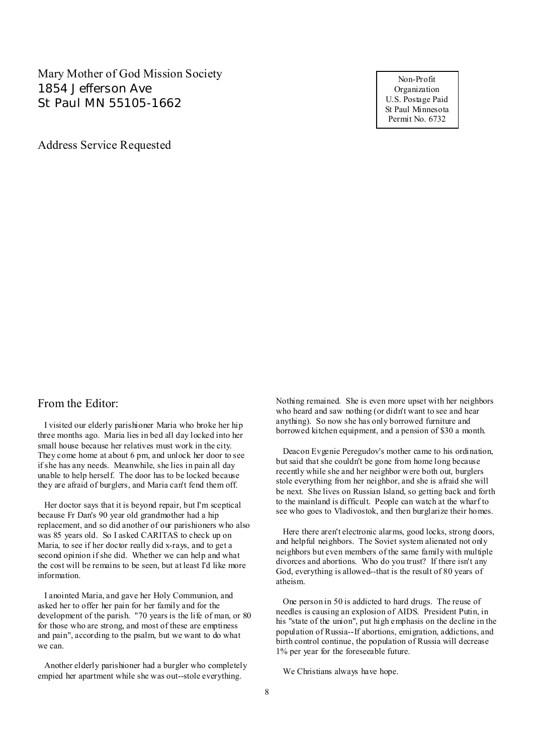Mary Mother of God Mission Society
1854 Jefferson Ave
St Paul MN 55105-1662

Non-Profit
Organization
U.S. Postage Paid
St Paul Minnesota
Permit No. 6732

Address Service Requested

## From the Editor:

I visited our elderly parishioner Maria who broke her hip three months ago. Maria lies in bed all day locked into her small house because her relatives must work in the city. They come home at about 6 pm, and unlock her door to see if she has any needs. Meanwhile, she lies in pain all day unable to help herself. The door has to be locked because they are afraid of burglers, and Maria can't fend them off.

Her doctor says that it is beyond repair, but I'm sceptical because Fr Dan's 90 year old grandmother had a hip replacement, and so did another of our parishioners who also was 85 years old. So I asked CARITAS to check up on Maria, to see if her doctor really did x-rays, and to get a second opinion if she did. Whether we can help and what the cost will be remains to be seen, but at least I'd like more information.

I anointed Maria, and gave her Holy Communion, and asked her to offer her pain for her family and for the development of the parish. "70 years is the life of man, or 80 for those who are strong, and most of these are emptiness and pain", according to the psalm, but we want to do what we can.

Another elderly parishioner had a burgler who completely empied her apartment while she was out--stole everything. Nothing remained. She is even more upset with her neighbors who heard and saw nothing (or didn't want to see and hear anything). So now she has only borrowed furniture and borrowed kitchen equipment, and a pension of $30 a month.

Deacon Evgenie Peregudov's mother came to his ordination, but said that she couldn't be gone from home long because recently while she and her neighbor were both out, burglers stole everything from her neighbor, and she is afraid she will be next. She lives on Russian Island, so getting back and forth to the mainland is difficult. People can watch at the wharf to see who goes to Vladivostok, and then burglarize their homes.

Here there aren't electronic alarms, good locks, strong doors, and helpful neighbors. The Soviet system alienated not only neighbors but even members of the same family with multiple divorces and abortions. Who do you trust? If there isn't any God, everything is allowed--that is the result of 80 years of atheism.

One person in 50 is addicted to hard drugs. The reuse of needles is causing an explosion of AIDS. President Putin, in his "state of the union", put high emphasis on the decline in the population of Russia--If abortions, emigration, addictions, and birth control continue, the population of Russia will decrease 1% per year for the foreseeable future.

We Christians always have hope.